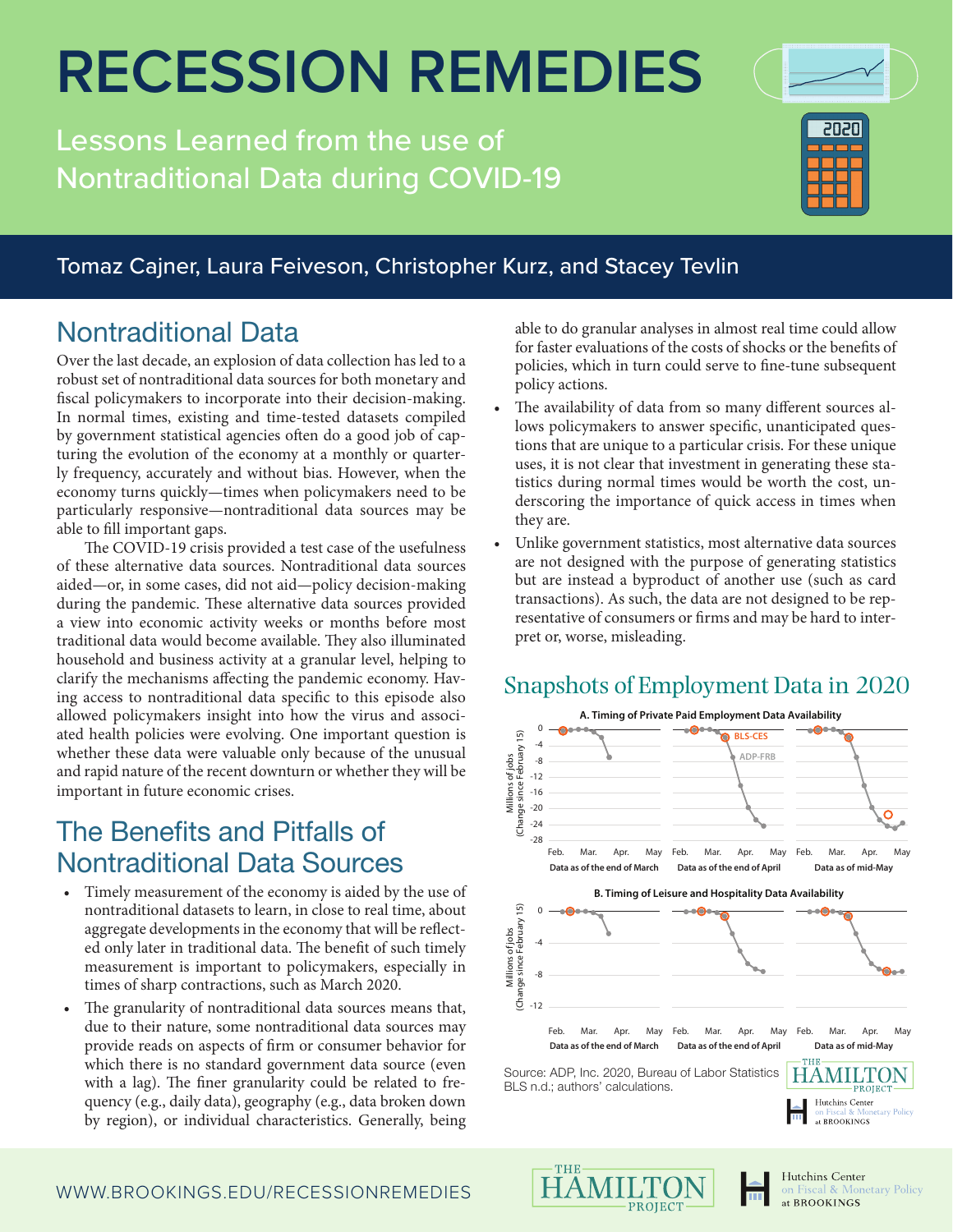# RECESSION REMEDIES

Lessons Learned from the use of Nontraditional Data during COVID-19

Tomaz Cajner, Laura Feiveson, Christopher Kurz, and Stacey Tevlin

## Nontraditional Data

Over the last decade, an explosion of data collection has led to a robust set of nontraditional data sources for both monetary and fiscal policymakers to incorporate into their decision-making. In normal times, existing and time-tested datasets compiled by government statistical agencies often do a good job of capturing the evolution of the economy at a monthly or quarterly frequency, accurately and without bias. However, when the economy turns quickly—times when policymakers need to be particularly responsive—nontraditional data sources may be able to fill important gaps.

The COVID-19 crisis provided a test case of the usefulness of these alternative data sources. Nontraditional data sources aided—or, in some cases, did not aid—policy decision-making during the pandemic. These alternative data sources provided a view into economic activity weeks or months before most traditional data would become available. They also illuminated household and business activity at a granular level, helping to clarify the mechanisms affecting the pandemic economy. Having access to nontraditional data specific to this episode also allowed policymakers insight into how the virus and associated health policies were evolving. One important question is whether these data were valuable only because of the unusual and rapid nature of the recent downturn or whether they will be important in future economic crises.

## The Benefits and Pitfalls of Nontraditional Data Sources

- Timely measurement of the economy is aided by the use of nontraditional datasets to learn, in close to real time, about aggregate developments in the economy that will be reflected only later in traditional data. The benefit of such timely measurement is important to policymakers, especially in times of sharp contractions, such as March 2020.
- The granularity of nontraditional data sources means that, due to their nature, some nontraditional data sources may provide reads on aspects of firm or consumer behavior for which there is no standard government data source (even with a lag). The finer granularity could be related to frequency (e.g., daily data), geography (e.g., data broken down by region), or individual characteristics. Generally, being able to do granular analyses in almost real time could allow for faster evaluations of the costs of shocks or the benefits of policies, which in turn could serve to fine-tune subsequent policy actions.
- The availability of data from so many different sources allows policymakers to answer specific, unanticipated questions that are unique to a particular crisis. For these unique uses, it is not clear that investment in generating these statistics during normal times would be worth the cost, underscoring the importance of quick access in times when they are.
- Unlike government statistics, most alternative data sources are not designed with the purpose of generating statistics but are instead a byproduct of another use (such as card transactions). As such, the data are not designed to be representative of consumers or firms and may be hard to interpret or, worse, misleading.

## Snapshots of Employment Data in 2020

**A. Timing of Private Paid Employment Data Availability**

Panels: Data as of the end of March; Data as of the end of April; Data as of mid-May. Series: BLS-CES, ADP-FRB. Y-axis: Millions of jobs (Change since February 15), 0 to -28. X-axis: Feb., Mar., Apr., May.

**B. Timing of Leisure and Hospitality Data Availability**

Panels: Data as of the end of March; Data as of the end of April; Data as of mid-May. Y-axis: Millions of jobs (Change since February 15), 0 to -12. X-axis: Feb., Mar., Apr., May.

Source: ADP, Inc. 2020, Bureau of Labor Statistics BLS n.d.; authors' calculations.

WWW.BROOKINGS.EDU/RECESSIONREMEDIES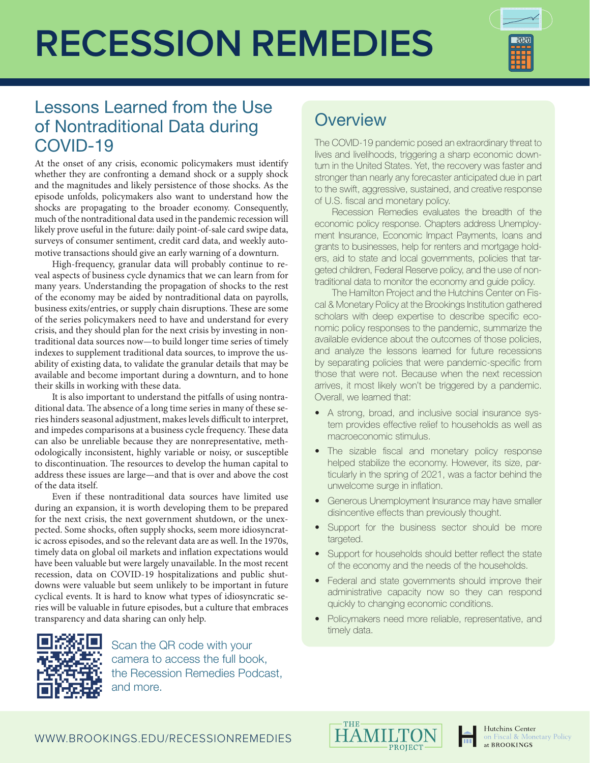# RECESSION REMEDIES

## Lessons Learned from the Use of Nontraditional Data during COVID-19

At the onset of any crisis, economic policymakers must identify whether they are confronting a demand shock or a supply shock and the magnitudes and likely persistence of those shocks. As the episode unfolds, policymakers also want to understand how the shocks are propagating to the broader economy. Consequently, much of the nontraditional data used in the pandemic recession will likely prove useful in the future: daily point-of-sale card swipe data, surveys of consumer sentiment, credit card data, and weekly automotive transactions should give an early warning of a downturn.

High-frequency, granular data will probably continue to reveal aspects of business cycle dynamics that we can learn from for many years. Understanding the propagation of shocks to the rest of the economy may be aided by nontraditional data on payrolls, business exits/entries, or supply chain disruptions. These are some of the series policymakers need to have and understand for every crisis, and they should plan for the next crisis by investing in nontraditional data sources now—to build longer time series of timely indexes to supplement traditional data sources, to improve the usability of existing data, to validate the granular details that may be available and become important during a downturn, and to hone their skills in working with these data.

It is also important to understand the pitfalls of using nontraditional data. The absence of a long time series in many of these series hinders seasonal adjustment, makes levels difficult to interpret, and impedes comparisons at a business cycle frequency. These data can also be unreliable because they are nonrepresentative, methodologically inconsistent, highly variable or noisy, or susceptible to discontinuation. The resources to develop the human capital to address these issues are large—and that is over and above the cost of the data itself.

Even if these nontraditional data sources have limited use during an expansion, it is worth developing them to be prepared for the next crisis, the next government shutdown, or the unexpected. Some shocks, often supply shocks, seem more idiosyncratic across episodes, and so the relevant data are as well. In the 1970s, timely data on global oil markets and inflation expectations would have been valuable but were largely unavailable. In the most recent recession, data on COVID-19 hospitalizations and public shutdowns were valuable but seem unlikely to be important in future cyclical events. It is hard to know what types of idiosyncratic series will be valuable in future episodes, but a culture that embraces transparency and data sharing can only help.

Scan the QR code with your camera to access the full book, the Recession Remedies Podcast, and more.

## Overview

The COVID-19 pandemic posed an extraordinary threat to lives and livelihoods, triggering a sharp economic downturn in the United States. Yet, the recovery was faster and stronger than nearly any forecaster anticipated due in part to the swift, aggressive, sustained, and creative response of U.S. fiscal and monetary policy.

Recession Remedies evaluates the breadth of the economic policy response. Chapters address Unemployment Insurance, Economic Impact Payments, loans and grants to businesses, help for renters and mortgage holders, aid to state and local governments, policies that targeted children, Federal Reserve policy, and the use of nontraditional data to monitor the economy and guide policy.

The Hamilton Project and the Hutchins Center on Fiscal & Monetary Policy at the Brookings Institution gathered scholars with deep expertise to describe specific economic policy responses to the pandemic, summarize the available evidence about the outcomes of those policies, and analyze the lessons learned for future recessions by separating policies that were pandemic-specific from those that were not. Because when the next recession arrives, it most likely won't be triggered by a pandemic. Overall, we learned that:

- A strong, broad, and inclusive social insurance system provides effective relief to households as well as macroeconomic stimulus.
- The sizable fiscal and monetary policy response helped stabilize the economy. However, its size, particularly in the spring of 2021, was a factor behind the unwelcome surge in inflation.
- Generous Unemployment Insurance may have smaller disincentive effects than previously thought.
- Support for the business sector should be more targeted.
- Support for households should better reflect the state of the economy and the needs of the households.
- Federal and state governments should improve their administrative capacity now so they can respond quickly to changing economic conditions.
- Policymakers need more reliable, representative, and timely data.

WWW.BROOKINGS.EDU/RECESSIONREMEDIES

THE HAMILTON PROJECT

Hutchins Center on Fiscal & Monetary Policy at BROOKINGS